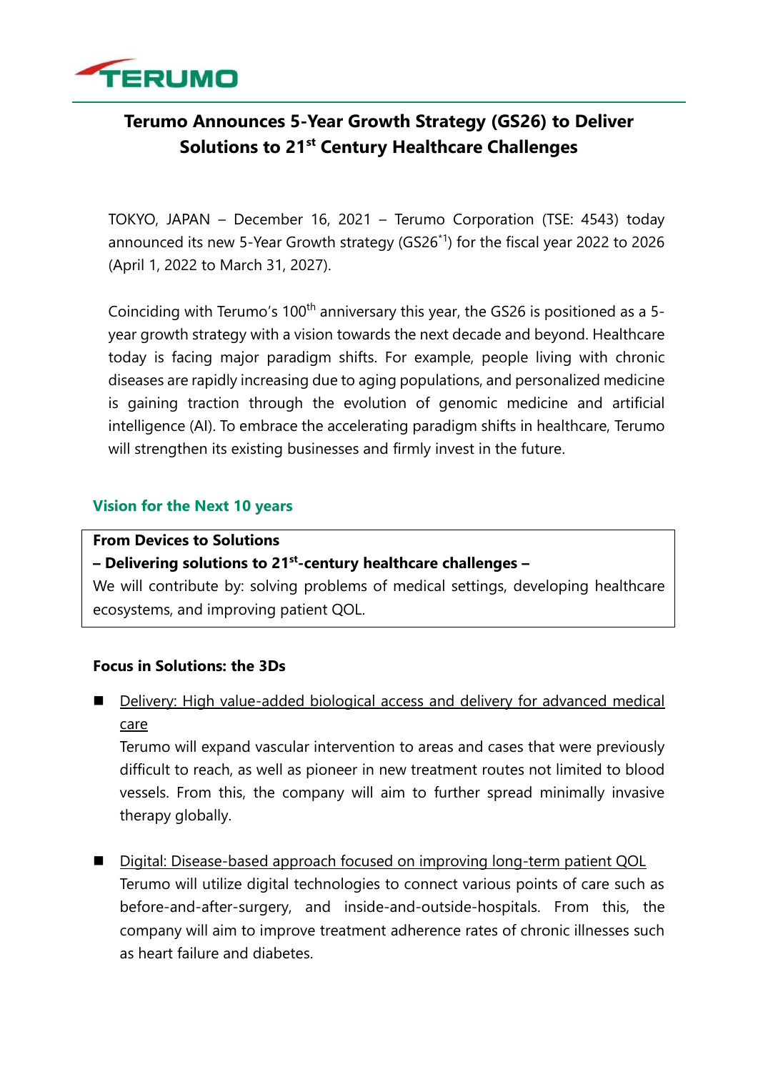# Terumo Announces 5-Year Growth Strategy (GS26) to Deliver Solutions to 21st Century Healthcare Challenges

TOKYO, JAPAN – December 16, 2021 – Terumo Corporation (TSE: 4543) today announced its new 5-Year Growth strategy (GS26[*1]) for the fiscal year 2022 to 2026 (April 1, 2022 to March 31, 2027).

Coinciding with Terumo's 100th anniversary this year, the GS26 is positioned as a 5-year growth strategy with a vision towards the next decade and beyond. Healthcare today is facing major paradigm shifts. For example, people living with chronic diseases are rapidly increasing due to aging populations, and personalized medicine is gaining traction through the evolution of genomic medicine and artificial intelligence (AI). To embrace the accelerating paradigm shifts in healthcare, Terumo will strengthen its existing businesses and firmly invest in the future.

## Vision for the Next 10 years

**From Devices to Solutions**
**– Delivering solutions to 21st-century healthcare challenges –**
We will contribute by: solving problems of medical settings, developing healthcare ecosystems, and improving patient QOL.

### Focus in Solutions: the 3Ds

- Delivery: High value-added biological access and delivery for advanced medical care
  Terumo will expand vascular intervention to areas and cases that were previously difficult to reach, as well as pioneer in new treatment routes not limited to blood vessels. From this, the company will aim to further spread minimally invasive therapy globally.

- Digital: Disease-based approach focused on improving long-term patient QOL
  Terumo will utilize digital technologies to connect various points of care such as before-and-after-surgery, and inside-and-outside-hospitals. From this, the company will aim to improve treatment adherence rates of chronic illnesses such as heart failure and diabetes.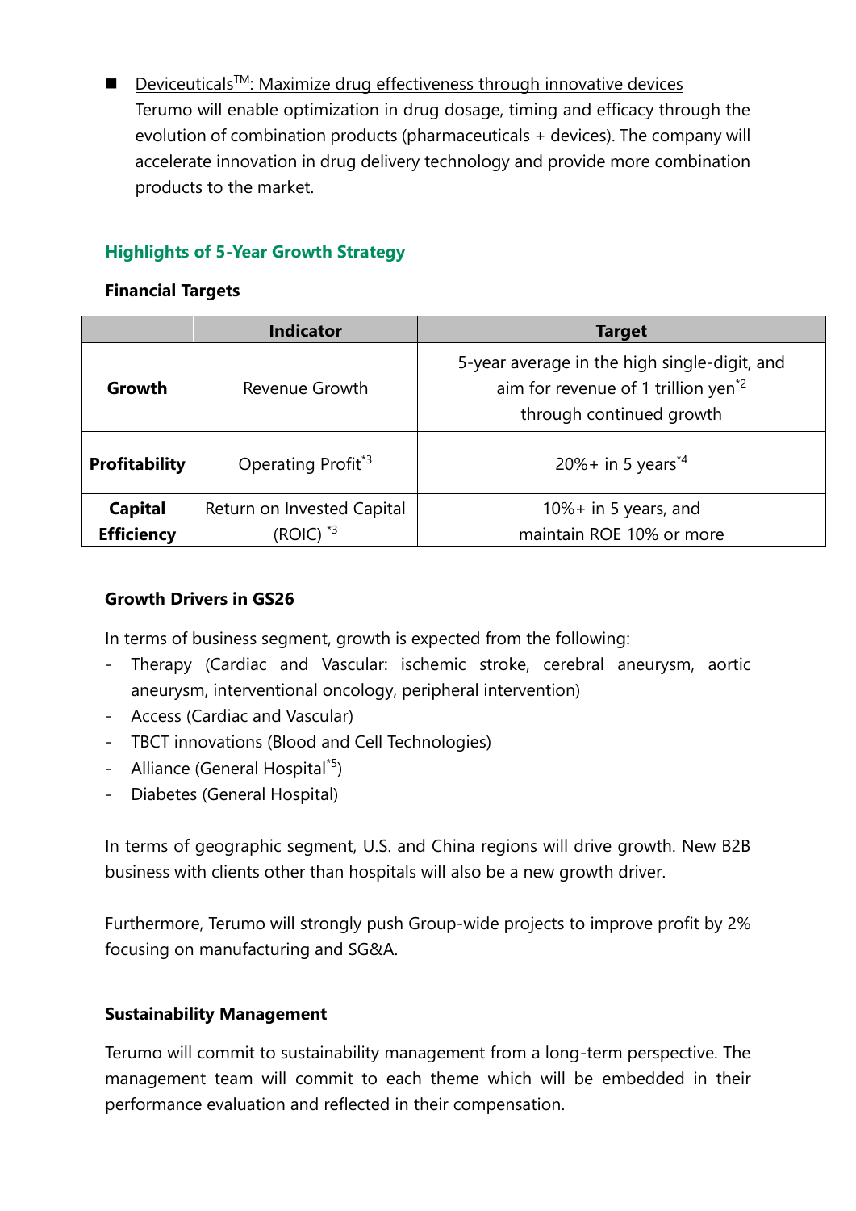- <u>Deviceuticals™: Maximize drug effectiveness through innovative devices</u>
  Terumo will enable optimization in drug dosage, timing and efficacy through the evolution of combination products (pharmaceuticals + devices). The company will accelerate innovation in drug delivery technology and provide more combination products to the market.

## Highlights of 5-Year Growth Strategy

**Financial Targets**

| | Indicator | Target |
|---|---|---|
| **Growth** | Revenue Growth | 5-year average in the high single-digit, and aim for revenue of 1 trillion yen[*2] through continued growth |
| **Profitability** | Operating Profit[*3] | 20%+ in 5 years[*4] |
| **Capital Efficiency** | Return on Invested Capital (ROIC) [*3] | 10%+ in 5 years, and maintain ROE 10% or more |

**Growth Drivers in GS26**

In terms of business segment, growth is expected from the following:

- Therapy (Cardiac and Vascular: ischemic stroke, cerebral aneurysm, aortic aneurysm, interventional oncology, peripheral intervention)
- Access (Cardiac and Vascular)
- TBCT innovations (Blood and Cell Technologies)
- Alliance (General Hospital[*5])
- Diabetes (General Hospital)

In terms of geographic segment, U.S. and China regions will drive growth. New B2B business with clients other than hospitals will also be a new growth driver.

Furthermore, Terumo will strongly push Group-wide projects to improve profit by 2% focusing on manufacturing and SG&A.

**Sustainability Management**

Terumo will commit to sustainability management from a long-term perspective. The management team will commit to each theme which will be embedded in their performance evaluation and reflected in their compensation.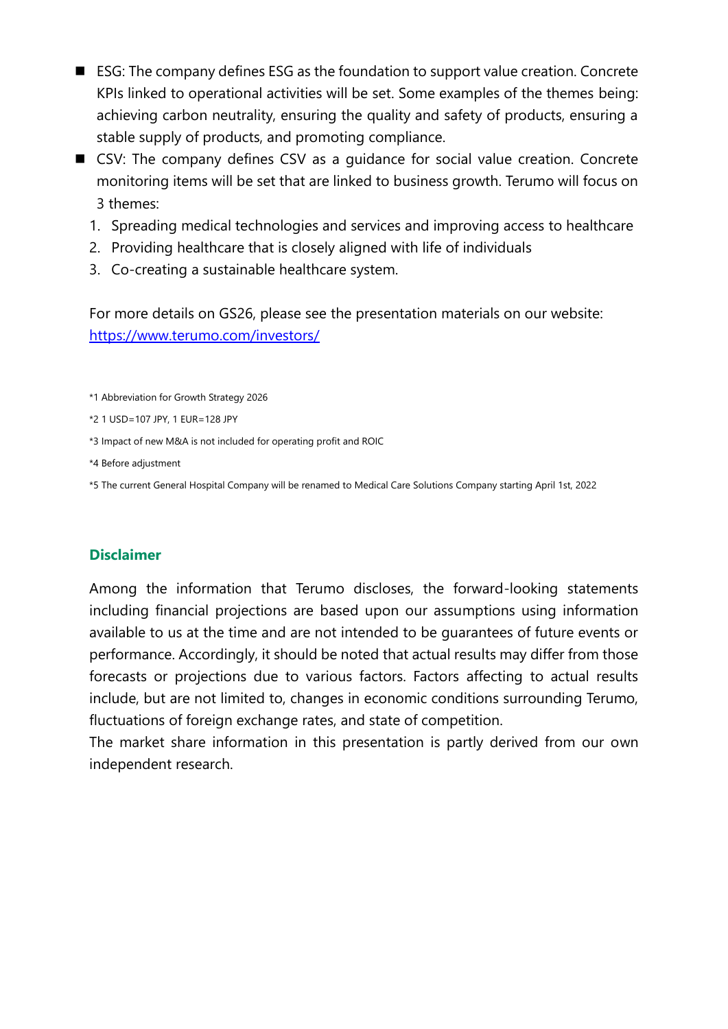- ESG: The company defines ESG as the foundation to support value creation. Concrete KPIs linked to operational activities will be set. Some examples of the themes being: achieving carbon neutrality, ensuring the quality and safety of products, ensuring a stable supply of products, and promoting compliance.
- CSV: The company defines CSV as a guidance for social value creation. Concrete monitoring items will be set that are linked to business growth. Terumo will focus on 3 themes:

1. Spreading medical technologies and services and improving access to healthcare
2. Providing healthcare that is closely aligned with life of individuals
3. Co-creating a sustainable healthcare system.

For more details on GS26, please see the presentation materials on our website: [https://www.terumo.com/investors/](https://www.terumo.com/investors/)

*1 Abbreviation for Growth Strategy 2026

*2 1 USD=107 JPY, 1 EUR=128 JPY

*3 Impact of new M&A is not included for operating profit and ROIC

*4 Before adjustment

*5 The current General Hospital Company will be renamed to Medical Care Solutions Company starting April 1st, 2022

## Disclaimer

Among the information that Terumo discloses, the forward-looking statements including financial projections are based upon our assumptions using information available to us at the time and are not intended to be guarantees of future events or performance. Accordingly, it should be noted that actual results may differ from those forecasts or projections due to various factors. Factors affecting to actual results include, but are not limited to, changes in economic conditions surrounding Terumo, fluctuations of foreign exchange rates, and state of competition.
The market share information in this presentation is partly derived from our own independent research.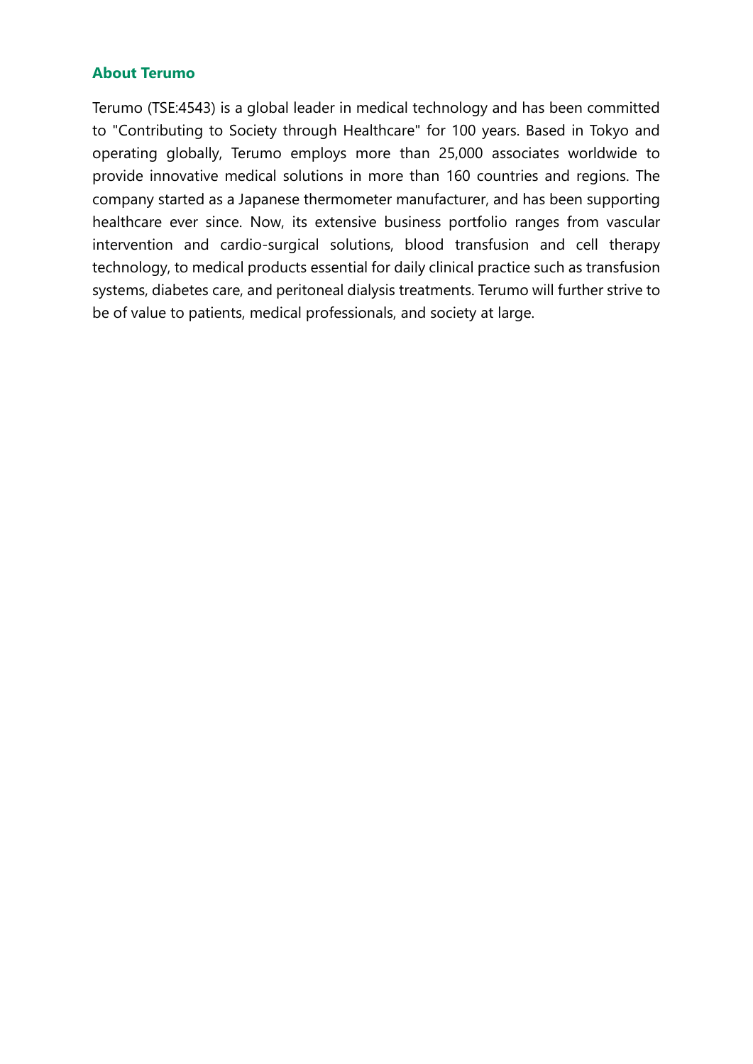**About Terumo**

Terumo (TSE:4543) is a global leader in medical technology and has been committed to "Contributing to Society through Healthcare" for 100 years. Based in Tokyo and operating globally, Terumo employs more than 25,000 associates worldwide to provide innovative medical solutions in more than 160 countries and regions. The company started as a Japanese thermometer manufacturer, and has been supporting healthcare ever since. Now, its extensive business portfolio ranges from vascular intervention and cardio-surgical solutions, blood transfusion and cell therapy technology, to medical products essential for daily clinical practice such as transfusion systems, diabetes care, and peritoneal dialysis treatments. Terumo will further strive to be of value to patients, medical professionals, and society at large.